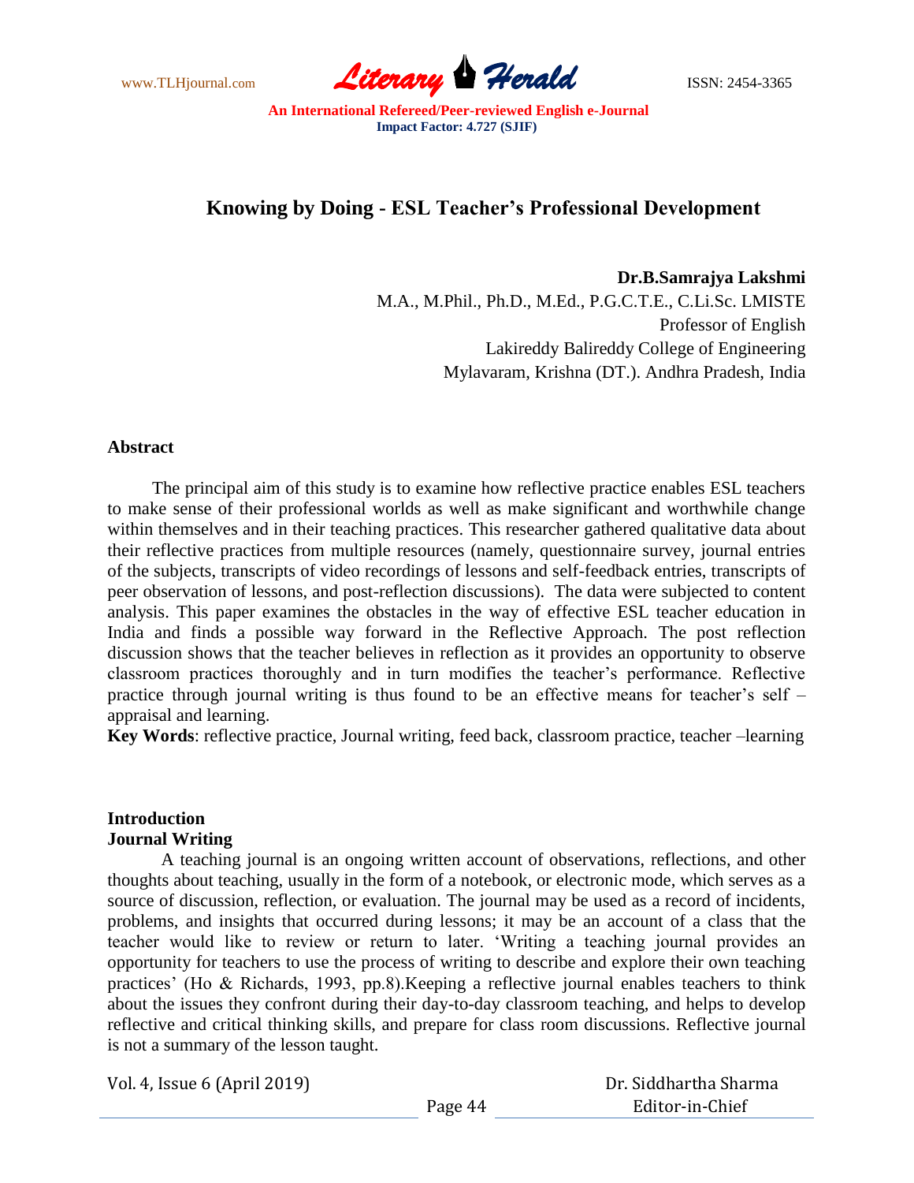# Knowing by Doing - ESL Teacher's Professional Development

**Dr.B.Samrajya Lakshmi**
M.A., M.Phil., Ph.D., M.Ed., P.G.C.T.E., C.Li.Sc. LMISTE
Professor of English
Lakireddy Balireddy College of Engineering
Mylavaram, Krishna (DT.). Andhra Pradesh, India

## Abstract

The principal aim of this study is to examine how reflective practice enables ESL teachers to make sense of their professional worlds as well as make significant and worthwhile change within themselves and in their teaching practices. This researcher gathered qualitative data about their reflective practices from multiple resources (namely, questionnaire survey, journal entries of the subjects, transcripts of video recordings of lessons and self-feedback entries, transcripts of peer observation of lessons, and post-reflection discussions). The data were subjected to content analysis. This paper examines the obstacles in the way of effective ESL teacher education in India and finds a possible way forward in the Reflective Approach. The post reflection discussion shows that the teacher believes in reflection as it provides an opportunity to observe classroom practices thoroughly and in turn modifies the teacher's performance. Reflective practice through journal writing is thus found to be an effective means for teacher's self – appraisal and learning.

**Key Words**: reflective practice, Journal writing, feed back, classroom practice, teacher –learning

## Introduction

### Journal Writing

A teaching journal is an ongoing written account of observations, reflections, and other thoughts about teaching, usually in the form of a notebook, or electronic mode, which serves as a source of discussion, reflection, or evaluation. The journal may be used as a record of incidents, problems, and insights that occurred during lessons; it may be an account of a class that the teacher would like to review or return to later. 'Writing a teaching journal provides an opportunity for teachers to use the process of writing to describe and explore their own teaching practices' (Ho & Richards, 1993, pp.8).Keeping a reflective journal enables teachers to think about the issues they confront during their day-to-day classroom teaching, and helps to develop reflective and critical thinking skills, and prepare for class room discussions. Reflective journal is not a summary of the lesson taught.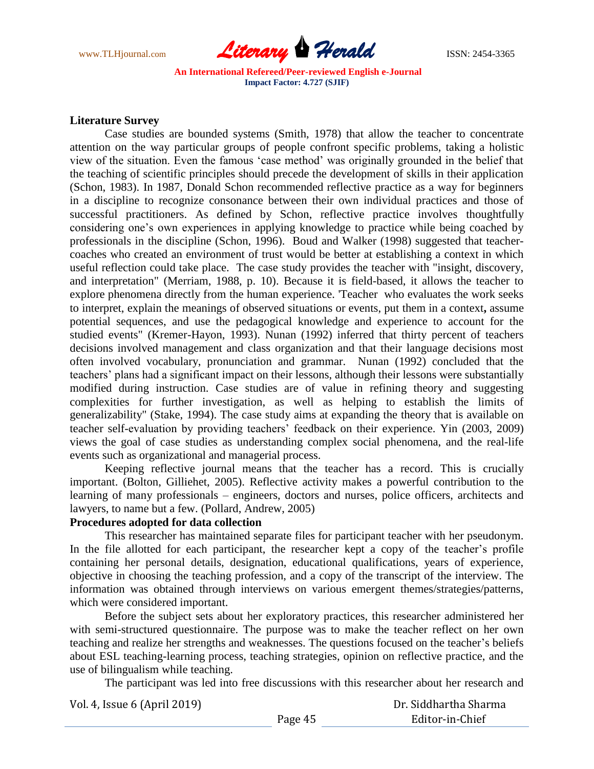**Literature Survey**

Case studies are bounded systems (Smith, 1978) that allow the teacher to concentrate attention on the way particular groups of people confront specific problems, taking a holistic view of the situation. Even the famous 'case method' was originally grounded in the belief that the teaching of scientific principles should precede the development of skills in their application (Schon, 1983). In 1987, Donald Schon recommended reflective practice as a way for beginners in a discipline to recognize consonance between their own individual practices and those of successful practitioners. As defined by Schon, reflective practice involves thoughtfully considering one's own experiences in applying knowledge to practice while being coached by professionals in the discipline (Schon, 1996). Boud and Walker (1998) suggested that teacher-coaches who created an environment of trust would be better at establishing a context in which useful reflection could take place. The case study provides the teacher with "insight, discovery, and interpretation" (Merriam, 1988, p. 10). Because it is field-based, it allows the teacher to explore phenomena directly from the human experience. 'Teacher who evaluates the work seeks to interpret, explain the meanings of observed situations or events, put them in a context**,** assume potential sequences, and use the pedagogical knowledge and experience to account for the studied events" (Kremer-Hayon, 1993). Nunan (1992) inferred that thirty percent of teachers decisions involved management and class organization and that their language decisions most often involved vocabulary, pronunciation and grammar. Nunan (1992) concluded that the teachers' plans had a significant impact on their lessons, although their lessons were substantially modified during instruction. Case studies are of value in refining theory and suggesting complexities for further investigation, as well as helping to establish the limits of generalizability" (Stake, 1994). The case study aims at expanding the theory that is available on teacher self-evaluation by providing teachers' feedback on their experience. Yin (2003, 2009) views the goal of case studies as understanding complex social phenomena, and the real-life events such as organizational and managerial process.

Keeping reflective journal means that the teacher has a record. This is crucially important. (Bolton, Gilliehet, 2005). Reflective activity makes a powerful contribution to the learning of many professionals – engineers, doctors and nurses, police officers, architects and lawyers, to name but a few. (Pollard, Andrew, 2005)

**Procedures adopted for data collection**

This researcher has maintained separate files for participant teacher with her pseudonym. In the file allotted for each participant, the researcher kept a copy of the teacher's profile containing her personal details, designation, educational qualifications, years of experience, objective in choosing the teaching profession, and a copy of the transcript of the interview. The information was obtained through interviews on various emergent themes/strategies/patterns, which were considered important.

Before the subject sets about her exploratory practices, this researcher administered her with semi-structured questionnaire. The purpose was to make the teacher reflect on her own teaching and realize her strengths and weaknesses. The questions focused on the teacher's beliefs about ESL teaching-learning process, teaching strategies, opinion on reflective practice, and the use of bilingualism while teaching.

The participant was led into free discussions with this researcher about her research and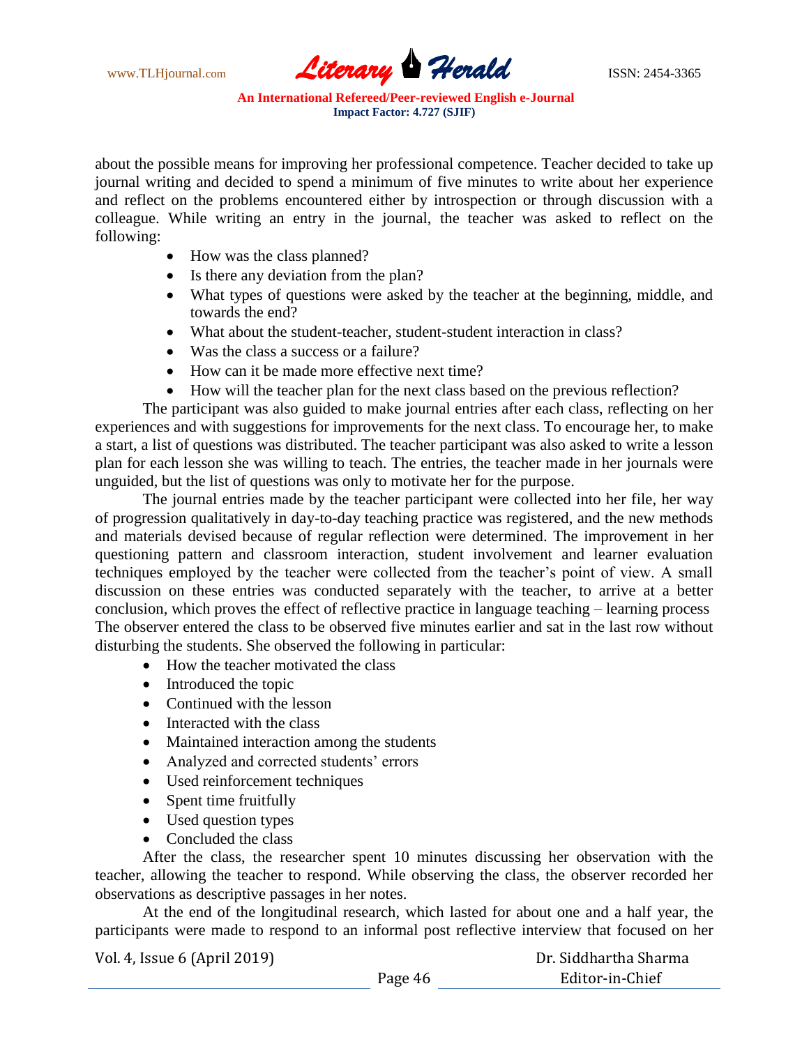about the possible means for improving her professional competence. Teacher decided to take up journal writing and decided to spend a minimum of five minutes to write about her experience and reflect on the problems encountered either by introspection or through discussion with a colleague. While writing an entry in the journal, the teacher was asked to reflect on the following:

- How was the class planned?
- Is there any deviation from the plan?
- What types of questions were asked by the teacher at the beginning, middle, and towards the end?
- What about the student-teacher, student-student interaction in class?
- Was the class a success or a failure?
- How can it be made more effective next time?
- How will the teacher plan for the next class based on the previous reflection?

The participant was also guided to make journal entries after each class, reflecting on her experiences and with suggestions for improvements for the next class. To encourage her, to make a start, a list of questions was distributed. The teacher participant was also asked to write a lesson plan for each lesson she was willing to teach. The entries, the teacher made in her journals were unguided, but the list of questions was only to motivate her for the purpose.

The journal entries made by the teacher participant were collected into her file, her way of progression qualitatively in day-to-day teaching practice was registered, and the new methods and materials devised because of regular reflection were determined. The improvement in her questioning pattern and classroom interaction, student involvement and learner evaluation techniques employed by the teacher were collected from the teacher's point of view. A small discussion on these entries was conducted separately with the teacher, to arrive at a better conclusion, which proves the effect of reflective practice in language teaching – learning process The observer entered the class to be observed five minutes earlier and sat in the last row without disturbing the students. She observed the following in particular:

- How the teacher motivated the class
- Introduced the topic
- Continued with the lesson
- Interacted with the class
- Maintained interaction among the students
- Analyzed and corrected students' errors
- Used reinforcement techniques
- Spent time fruitfully
- Used question types
- Concluded the class

After the class, the researcher spent 10 minutes discussing her observation with the teacher, allowing the teacher to respond. While observing the class, the observer recorded her observations as descriptive passages in her notes.

At the end of the longitudinal research, which lasted for about one and a half year, the participants were made to respond to an informal post reflective interview that focused on her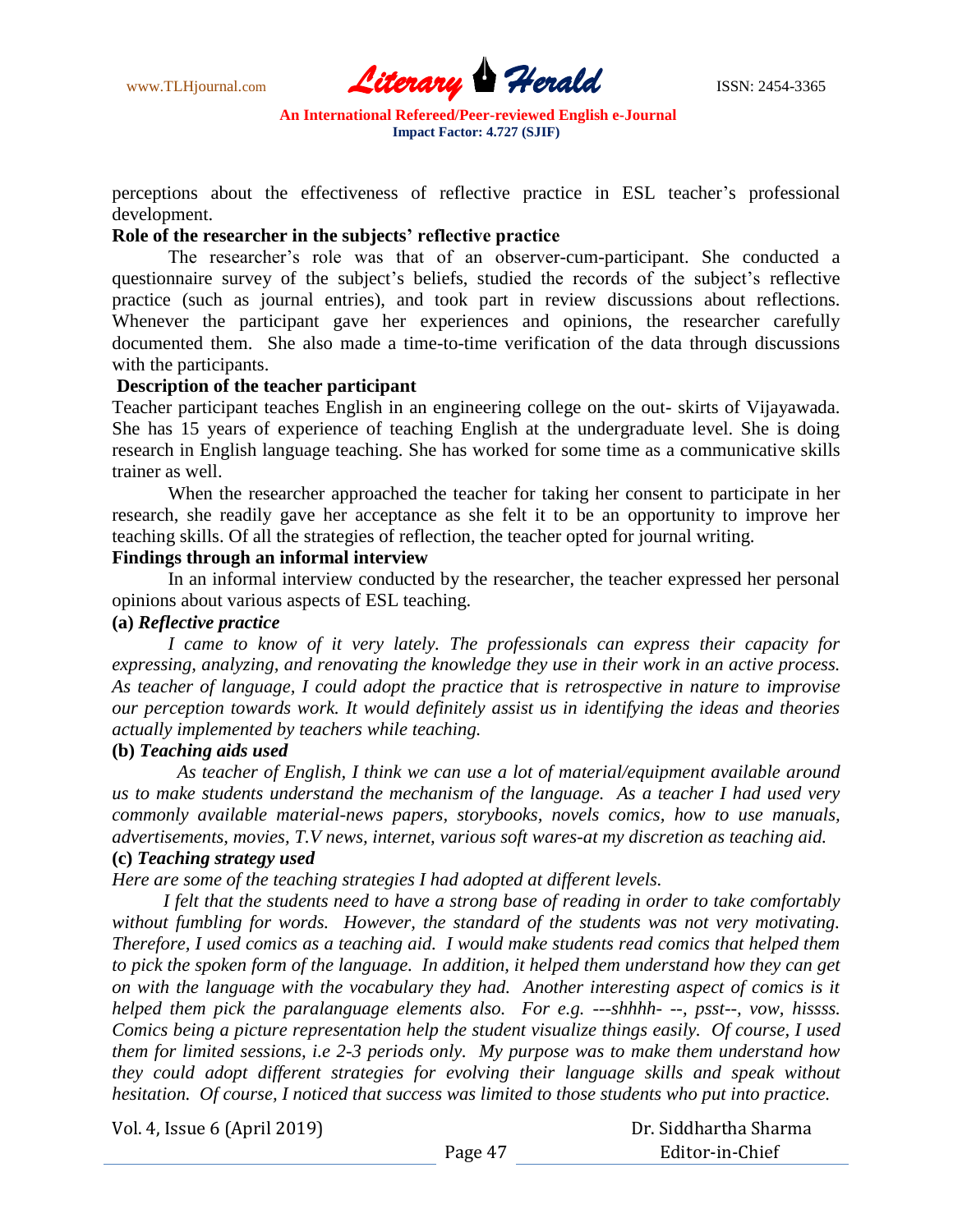perceptions about the effectiveness of reflective practice in ESL teacher's professional development.

**Role of the researcher in the subjects' reflective practice**

The researcher's role was that of an observer-cum-participant. She conducted a questionnaire survey of the subject's beliefs, studied the records of the subject's reflective practice (such as journal entries), and took part in review discussions about reflections. Whenever the participant gave her experiences and opinions, the researcher carefully documented them. She also made a time-to-time verification of the data through discussions with the participants.

**Description of the teacher participant**

Teacher participant teaches English in an engineering college on the out- skirts of Vijayawada. She has 15 years of experience of teaching English at the undergraduate level. She is doing research in English language teaching. She has worked for some time as a communicative skills trainer as well.

When the researcher approached the teacher for taking her consent to participate in her research, she readily gave her acceptance as she felt it to be an opportunity to improve her teaching skills. Of all the strategies of reflection, the teacher opted for journal writing.

**Findings through an informal interview**

In an informal interview conducted by the researcher, the teacher expressed her personal opinions about various aspects of ESL teaching.

**(a)** ***Reflective practice***

*I came to know of it very lately. The professionals can express their capacity for expressing, analyzing, and renovating the knowledge they use in their work in an active process. As teacher of language, I could adopt the practice that is retrospective in nature to improvise our perception towards work. It would definitely assist us in identifying the ideas and theories actually implemented by teachers while teaching.*

**(b)** ***Teaching aids used***

*As teacher of English, I think we can use a lot of material/equipment available around us to make students understand the mechanism of the language. As a teacher I had used very commonly available material-news papers, storybooks, novels comics, how to use manuals, advertisements, movies, T.V news, internet, various soft wares-at my discretion as teaching aid.*

**(c)** ***Teaching strategy used***

*Here are some of the teaching strategies I had adopted at different levels.*

*I felt that the students need to have a strong base of reading in order to take comfortably without fumbling for words. However, the standard of the students was not very motivating. Therefore, I used comics as a teaching aid. I would make students read comics that helped them to pick the spoken form of the language. In addition, it helped them understand how they can get on with the language with the vocabulary they had. Another interesting aspect of comics is it helped them pick the paralanguage elements also. For e.g. ---shhhh- --, psst--, vow, hissss. Comics being a picture representation help the student visualize things easily. Of course, I used them for limited sessions, i.e 2-3 periods only. My purpose was to make them understand how they could adopt different strategies for evolving their language skills and speak without hesitation. Of course, I noticed that success was limited to those students who put into practice.*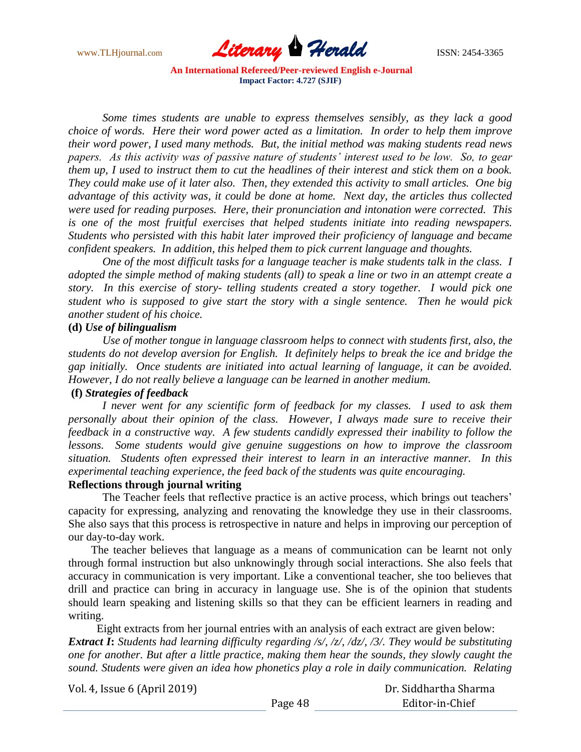*Some times students are unable to express themselves sensibly, as they lack a good choice of words. Here their word power acted as a limitation. In order to help them improve their word power, I used many methods. But, the initial method was making students read news papers. As this activity was of passive nature of students' interest used to be low. So, to gear them up, I used to instruct them to cut the headlines of their interest and stick them on a book. They could make use of it later also. Then, they extended this activity to small articles. One big advantage of this activity was, it could be done at home. Next day, the articles thus collected were used for reading purposes. Here, their pronunciation and intonation were corrected. This is one of the most fruitful exercises that helped students initiate into reading newspapers. Students who persisted with this habit later improved their proficiency of language and became confident speakers. In addition, this helped them to pick current language and thoughts.*

*One of the most difficult tasks for a language teacher is make students talk in the class. I adopted the simple method of making students (all) to speak a line or two in an attempt create a story. In this exercise of story- telling students created a story together. I would pick one student who is supposed to give start the story with a single sentence. Then he would pick another student of his choice.*

**(d)** ***Use of bilingualism***

*Use of mother tongue in language classroom helps to connect with students first, also, the students do not develop aversion for English. It definitely helps to break the ice and bridge the gap initially. Once students are initiated into actual learning of language, it can be avoided. However, I do not really believe a language can be learned in another medium.*

**(f)** ***Strategies of feedback***

*I never went for any scientific form of feedback for my classes. I used to ask them personally about their opinion of the class. However, I always made sure to receive their feedback in a constructive way. A few students candidly expressed their inability to follow the lessons. Some students would give genuine suggestions on how to improve the classroom situation. Students often expressed their interest to learn in an interactive manner. In this experimental teaching experience, the feed back of the students was quite encouraging.*

**Reflections through journal writing**

The Teacher feels that reflective practice is an active process, which brings out teachers' capacity for expressing, analyzing and renovating the knowledge they use in their classrooms. She also says that this process is retrospective in nature and helps in improving our perception of our day-to-day work.

The teacher believes that language as a means of communication can be learnt not only through formal instruction but also unknowingly through social interactions. She also feels that accuracy in communication is very important. Like a conventional teacher, she too believes that drill and practice can bring in accuracy in language use. She is of the opinion that students should learn speaking and listening skills so that they can be efficient learners in reading and writing.

Eight extracts from her journal entries with an analysis of each extract are given below:

***Extract I*****:** *Students had learning difficulty regarding /s/, /z/, /dz/, /ʒ/. They would be substituting one for another. But after a little practice, making them hear the sounds, they slowly caught the sound. Students were given an idea how phonetics play a role in daily communication. Relating*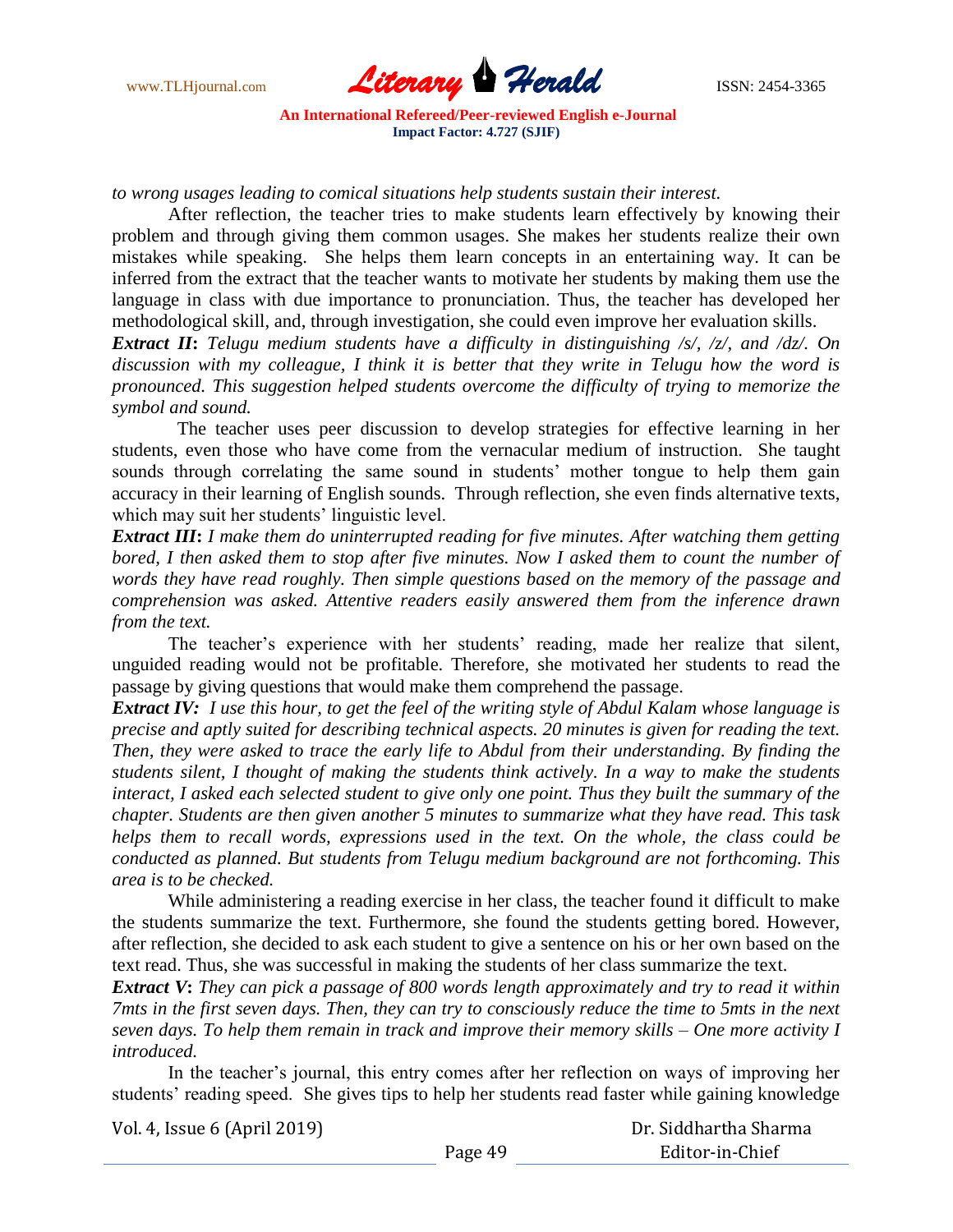*to wrong usages leading to comical situations help students sustain their interest.*

After reflection, the teacher tries to make students learn effectively by knowing their problem and through giving them common usages. She makes her students realize their own mistakes while speaking. She helps them learn concepts in an entertaining way. It can be inferred from the extract that the teacher wants to motivate her students by making them use the language in class with due importance to pronunciation. Thus, the teacher has developed her methodological skill, and, through investigation, she could even improve her evaluation skills.

***Extract II*****:** *Telugu medium students have a difficulty in distinguishing /s/, /z/, and /dz/. On discussion with my colleague, I think it is better that they write in Telugu how the word is pronounced. This suggestion helped students overcome the difficulty of trying to memorize the symbol and sound.*

The teacher uses peer discussion to develop strategies for effective learning in her students, even those who have come from the vernacular medium of instruction. She taught sounds through correlating the same sound in students' mother tongue to help them gain accuracy in their learning of English sounds. Through reflection, she even finds alternative texts, which may suit her students' linguistic level.

***Extract III*****:** *I make them do uninterrupted reading for five minutes. After watching them getting bored, I then asked them to stop after five minutes. Now I asked them to count the number of words they have read roughly. Then simple questions based on the memory of the passage and comprehension was asked. Attentive readers easily answered them from the inference drawn from the text.*

The teacher's experience with her students' reading, made her realize that silent, unguided reading would not be profitable. Therefore, she motivated her students to read the passage by giving questions that would make them comprehend the passage.

***Extract IV:*** *I use this hour, to get the feel of the writing style of Abdul Kalam whose language is precise and aptly suited for describing technical aspects. 20 minutes is given for reading the text. Then, they were asked to trace the early life to Abdul from their understanding. By finding the students silent, I thought of making the students think actively. In a way to make the students interact, I asked each selected student to give only one point. Thus they built the summary of the chapter. Students are then given another 5 minutes to summarize what they have read. This task helps them to recall words, expressions used in the text. On the whole, the class could be conducted as planned. But students from Telugu medium background are not forthcoming. This area is to be checked.*

While administering a reading exercise in her class, the teacher found it difficult to make the students summarize the text. Furthermore, she found the students getting bored. However, after reflection, she decided to ask each student to give a sentence on his or her own based on the text read. Thus, she was successful in making the students of her class summarize the text.

***Extract V*****:** *They can pick a passage of 800 words length approximately and try to read it within 7mts in the first seven days. Then, they can try to consciously reduce the time to 5mts in the next seven days. To help them remain in track and improve their memory skills – One more activity I introduced.*

In the teacher's journal, this entry comes after her reflection on ways of improving her students' reading speed. She gives tips to help her students read faster while gaining knowledge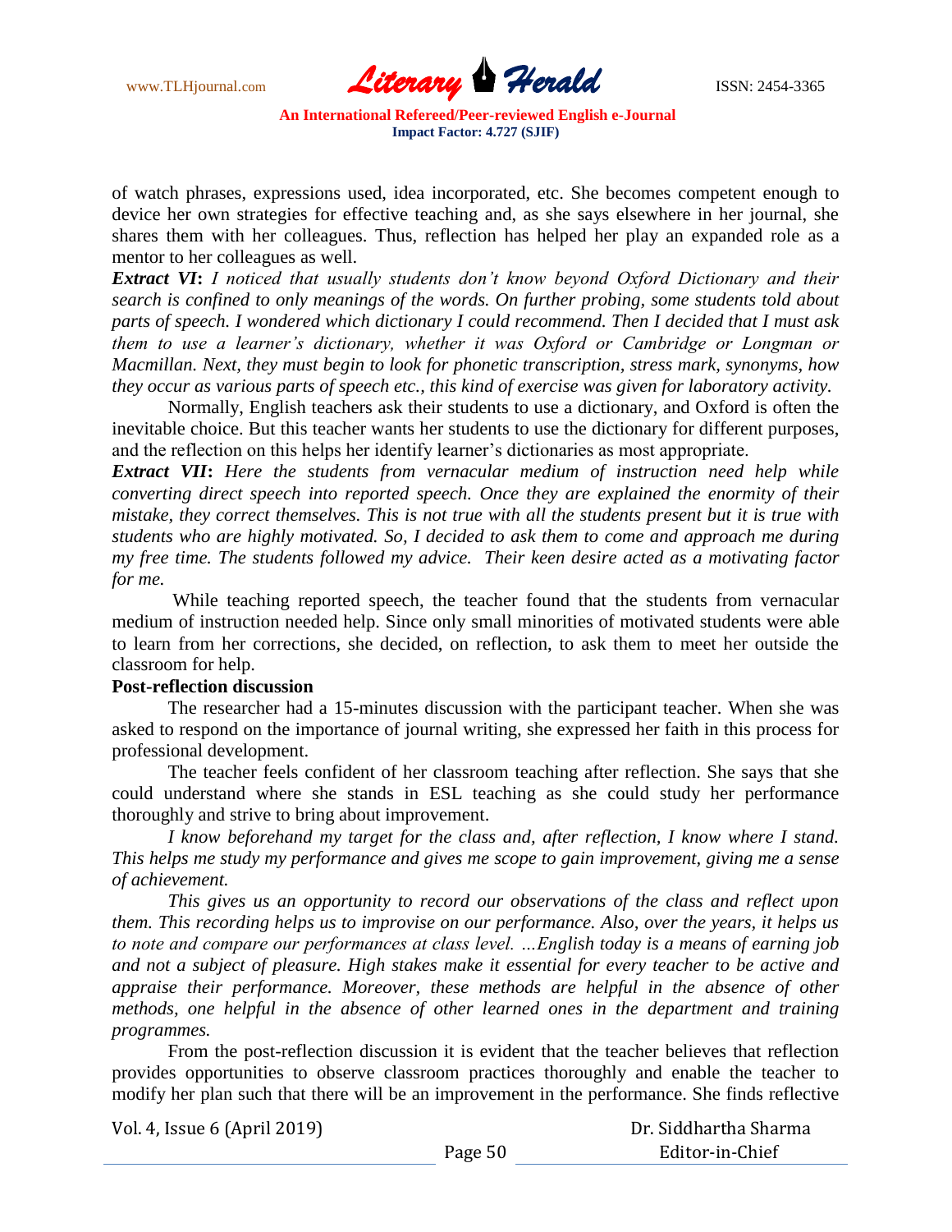of watch phrases, expressions used, idea incorporated, etc. She becomes competent enough to device her own strategies for effective teaching and, as she says elsewhere in her journal, she shares them with her colleagues. Thus, reflection has helped her play an expanded role as a mentor to her colleagues as well.

***Extract VI*****:** *I noticed that usually students don't know beyond Oxford Dictionary and their search is confined to only meanings of the words. On further probing, some students told about parts of speech. I wondered which dictionary I could recommend. Then I decided that I must ask them to use a learner's dictionary, whether it was Oxford or Cambridge or Longman or Macmillan. Next, they must begin to look for phonetic transcription, stress mark, synonyms, how they occur as various parts of speech etc., this kind of exercise was given for laboratory activity.*

Normally, English teachers ask their students to use a dictionary, and Oxford is often the inevitable choice. But this teacher wants her students to use the dictionary for different purposes, and the reflection on this helps her identify learner's dictionaries as most appropriate.

***Extract VII*****:** *Here the students from vernacular medium of instruction need help while converting direct speech into reported speech. Once they are explained the enormity of their mistake, they correct themselves. This is not true with all the students present but it is true with students who are highly motivated. So, I decided to ask them to come and approach me during my free time. The students followed my advice. Their keen desire acted as a motivating factor for me.*

While teaching reported speech, the teacher found that the students from vernacular medium of instruction needed help. Since only small minorities of motivated students were able to learn from her corrections, she decided, on reflection, to ask them to meet her outside the classroom for help.

**Post-reflection discussion**

The researcher had a 15-minutes discussion with the participant teacher. When she was asked to respond on the importance of journal writing, she expressed her faith in this process for professional development.

The teacher feels confident of her classroom teaching after reflection. She says that she could understand where she stands in ESL teaching as she could study her performance thoroughly and strive to bring about improvement.

*I know beforehand my target for the class and, after reflection, I know where I stand. This helps me study my performance and gives me scope to gain improvement, giving me a sense of achievement.*

*This gives us an opportunity to record our observations of the class and reflect upon them. This recording helps us to improvise on our performance. Also, over the years, it helps us to note and compare our performances at class level. …English today is a means of earning job and not a subject of pleasure. High stakes make it essential for every teacher to be active and appraise their performance. Moreover, these methods are helpful in the absence of other methods, one helpful in the absence of other learned ones in the department and training programmes.*

From the post-reflection discussion it is evident that the teacher believes that reflection provides opportunities to observe classroom practices thoroughly and enable the teacher to modify her plan such that there will be an improvement in the performance. She finds reflective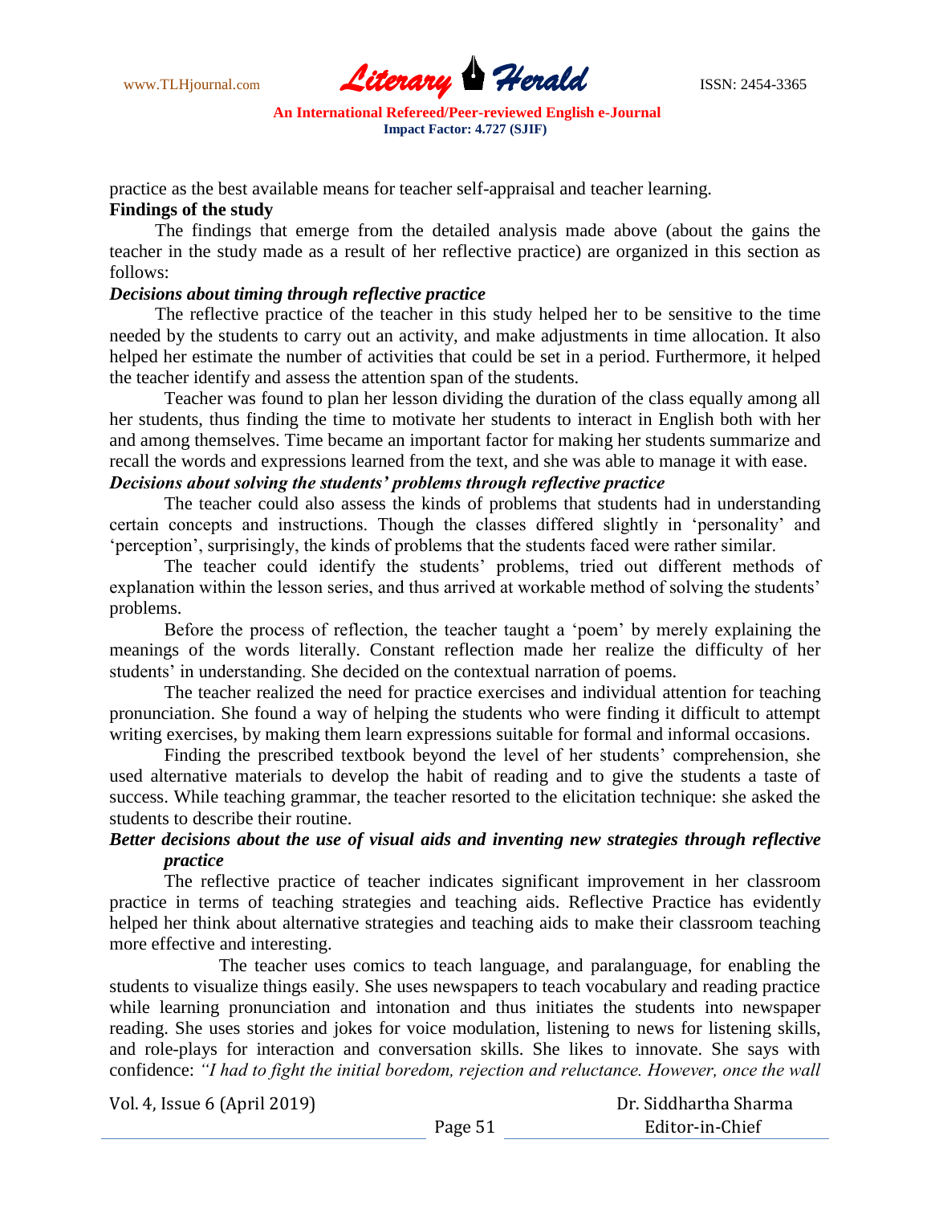practice as the best available means for teacher self-appraisal and teacher learning.

**Findings of the study**

The findings that emerge from the detailed analysis made above (about the gains the teacher in the study made as a result of her reflective practice) are organized in this section as follows:

***Decisions about timing through reflective practice***

The reflective practice of the teacher in this study helped her to be sensitive to the time needed by the students to carry out an activity, and make adjustments in time allocation. It also helped her estimate the number of activities that could be set in a period. Furthermore, it helped the teacher identify and assess the attention span of the students.

Teacher was found to plan her lesson dividing the duration of the class equally among all her students, thus finding the time to motivate her students to interact in English both with her and among themselves. Time became an important factor for making her students summarize and recall the words and expressions learned from the text, and she was able to manage it with ease.

***Decisions about solving the students' problems through reflective practice***

The teacher could also assess the kinds of problems that students had in understanding certain concepts and instructions. Though the classes differed slightly in 'personality' and 'perception', surprisingly, the kinds of problems that the students faced were rather similar.

The teacher could identify the students' problems, tried out different methods of explanation within the lesson series, and thus arrived at workable method of solving the students' problems.

Before the process of reflection, the teacher taught a 'poem' by merely explaining the meanings of the words literally. Constant reflection made her realize the difficulty of her students' in understanding. She decided on the contextual narration of poems.

The teacher realized the need for practice exercises and individual attention for teaching pronunciation. She found a way of helping the students who were finding it difficult to attempt writing exercises, by making them learn expressions suitable for formal and informal occasions.

Finding the prescribed textbook beyond the level of her students' comprehension, she used alternative materials to develop the habit of reading and to give the students a taste of success. While teaching grammar, the teacher resorted to the elicitation technique: she asked the students to describe their routine.

***Better decisions about the use of visual aids and inventing new strategies through reflective practice***

The reflective practice of teacher indicates significant improvement in her classroom practice in terms of teaching strategies and teaching aids. Reflective Practice has evidently helped her think about alternative strategies and teaching aids to make their classroom teaching more effective and interesting.

The teacher uses comics to teach language, and paralanguage, for enabling the students to visualize things easily. She uses newspapers to teach vocabulary and reading practice while learning pronunciation and intonation and thus initiates the students into newspaper reading. She uses stories and jokes for voice modulation, listening to news for listening skills, and role-plays for interaction and conversation skills. She likes to innovate. She says with confidence: *"I had to fight the initial boredom, rejection and reluctance. However, once the wall*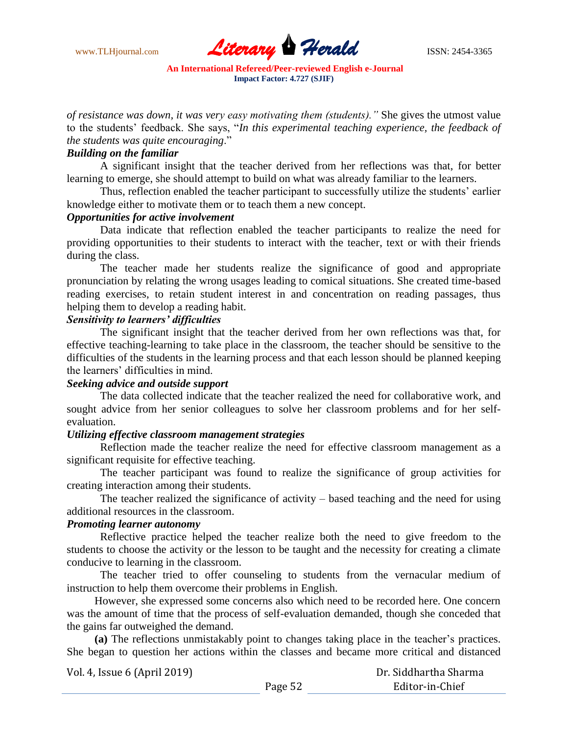*of resistance was down, it was very easy motivating them (students)."* She gives the utmost value to the students' feedback. She says, "*In this experimental teaching experience, the feedback of the students was quite encouraging*."

***Building on the familiar***

A significant insight that the teacher derived from her reflections was that, for better learning to emerge, she should attempt to build on what was already familiar to the learners.

Thus, reflection enabled the teacher participant to successfully utilize the students' earlier knowledge either to motivate them or to teach them a new concept.

***Opportunities for active involvement***

Data indicate that reflection enabled the teacher participants to realize the need for providing opportunities to their students to interact with the teacher, text or with their friends during the class.

The teacher made her students realize the significance of good and appropriate pronunciation by relating the wrong usages leading to comical situations. She created time-based reading exercises, to retain student interest in and concentration on reading passages, thus helping them to develop a reading habit.

***Sensitivity to learners' difficulties***

The significant insight that the teacher derived from her own reflections was that, for effective teaching-learning to take place in the classroom, the teacher should be sensitive to the difficulties of the students in the learning process and that each lesson should be planned keeping the learners' difficulties in mind.

***Seeking advice and outside support***

The data collected indicate that the teacher realized the need for collaborative work, and sought advice from her senior colleagues to solve her classroom problems and for her self-evaluation.

***Utilizing effective classroom management strategies***

Reflection made the teacher realize the need for effective classroom management as a significant requisite for effective teaching.

The teacher participant was found to realize the significance of group activities for creating interaction among their students.

The teacher realized the significance of activity – based teaching and the need for using additional resources in the classroom.

***Promoting learner autonomy***

Reflective practice helped the teacher realize both the need to give freedom to the students to choose the activity or the lesson to be taught and the necessity for creating a climate conducive to learning in the classroom.

The teacher tried to offer counseling to students from the vernacular medium of instruction to help them overcome their problems in English.

However, she expressed some concerns also which need to be recorded here. One concern was the amount of time that the process of self-evaluation demanded, though she conceded that the gains far outweighed the demand.

**(a)** The reflections unmistakably point to changes taking place in the teacher's practices. She began to question her actions within the classes and became more critical and distanced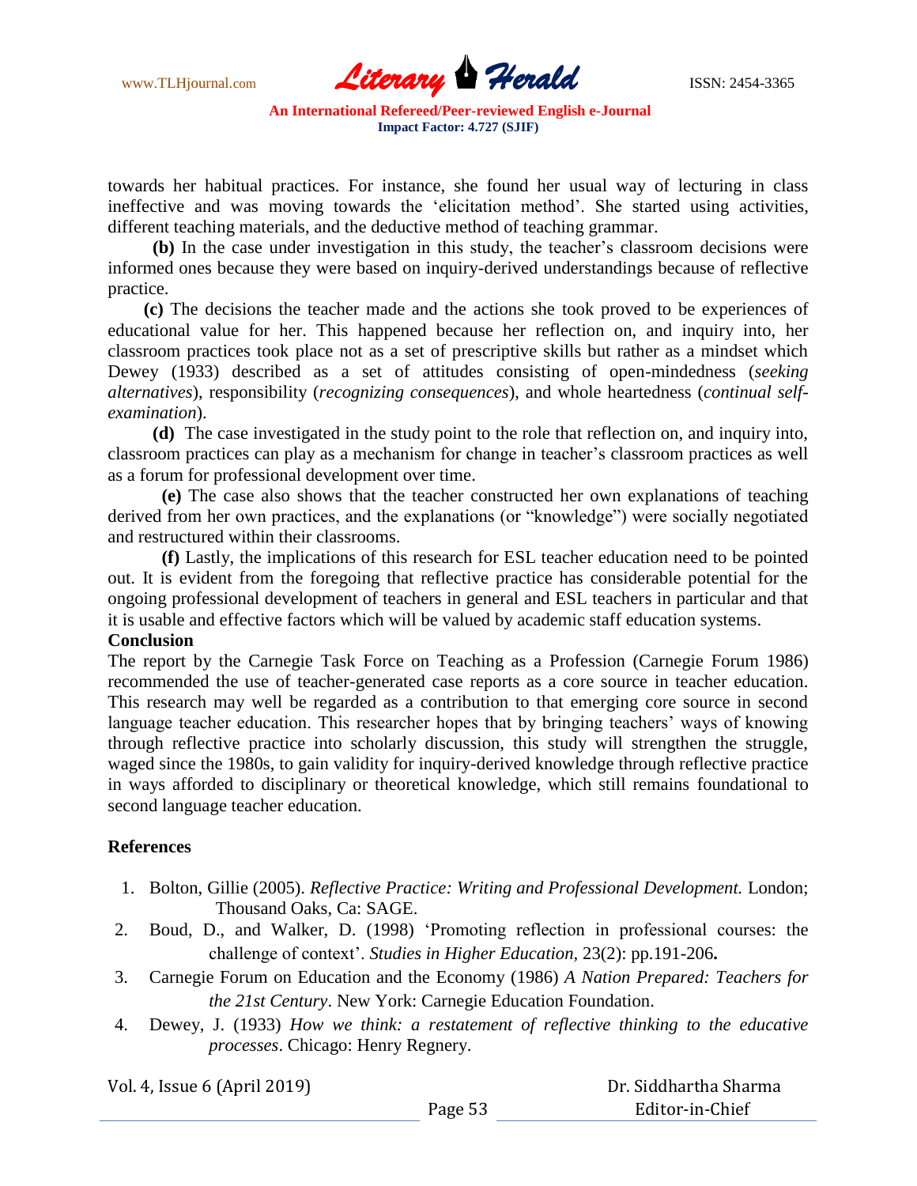towards her habitual practices. For instance, she found her usual way of lecturing in class ineffective and was moving towards the 'elicitation method'. She started using activities, different teaching materials, and the deductive method of teaching grammar.

**(b)** In the case under investigation in this study, the teacher's classroom decisions were informed ones because they were based on inquiry-derived understandings because of reflective practice.

**(c)** The decisions the teacher made and the actions she took proved to be experiences of educational value for her. This happened because her reflection on, and inquiry into, her classroom practices took place not as a set of prescriptive skills but rather as a mindset which Dewey (1933) described as a set of attitudes consisting of open-mindedness (*seeking alternatives*), responsibility (*recognizing consequences*), and whole heartedness (*continual self-examination*).

**(d)** The case investigated in the study point to the role that reflection on, and inquiry into, classroom practices can play as a mechanism for change in teacher's classroom practices as well as a forum for professional development over time.

**(e)** The case also shows that the teacher constructed her own explanations of teaching derived from her own practices, and the explanations (or "knowledge") were socially negotiated and restructured within their classrooms.

**(f)** Lastly, the implications of this research for ESL teacher education need to be pointed out. It is evident from the foregoing that reflective practice has considerable potential for the ongoing professional development of teachers in general and ESL teachers in particular and that it is usable and effective factors which will be valued by academic staff education systems.

## Conclusion

The report by the Carnegie Task Force on Teaching as a Profession (Carnegie Forum 1986) recommended the use of teacher-generated case reports as a core source in teacher education. This research may well be regarded as a contribution to that emerging core source in second language teacher education. This researcher hopes that by bringing teachers' ways of knowing through reflective practice into scholarly discussion, this study will strengthen the struggle, waged since the 1980s, to gain validity for inquiry-derived knowledge through reflective practice in ways afforded to disciplinary or theoretical knowledge, which still remains foundational to second language teacher education.

## References

1. Bolton, Gillie (2005). *Reflective Practice: Writing and Professional Development.* London; Thousand Oaks, Ca: SAGE.
2. Boud, D., and Walker, D. (1998) 'Promoting reflection in professional courses: the challenge of context'. *Studies in Higher Education*, 23(2): pp.191-206**.**
3. Carnegie Forum on Education and the Economy (1986) *A Nation Prepared: Teachers for the 21st Century*. New York: Carnegie Education Foundation.
4. Dewey, J. (1933) *How we think: a restatement of reflective thinking to the educative processes*. Chicago: Henry Regnery.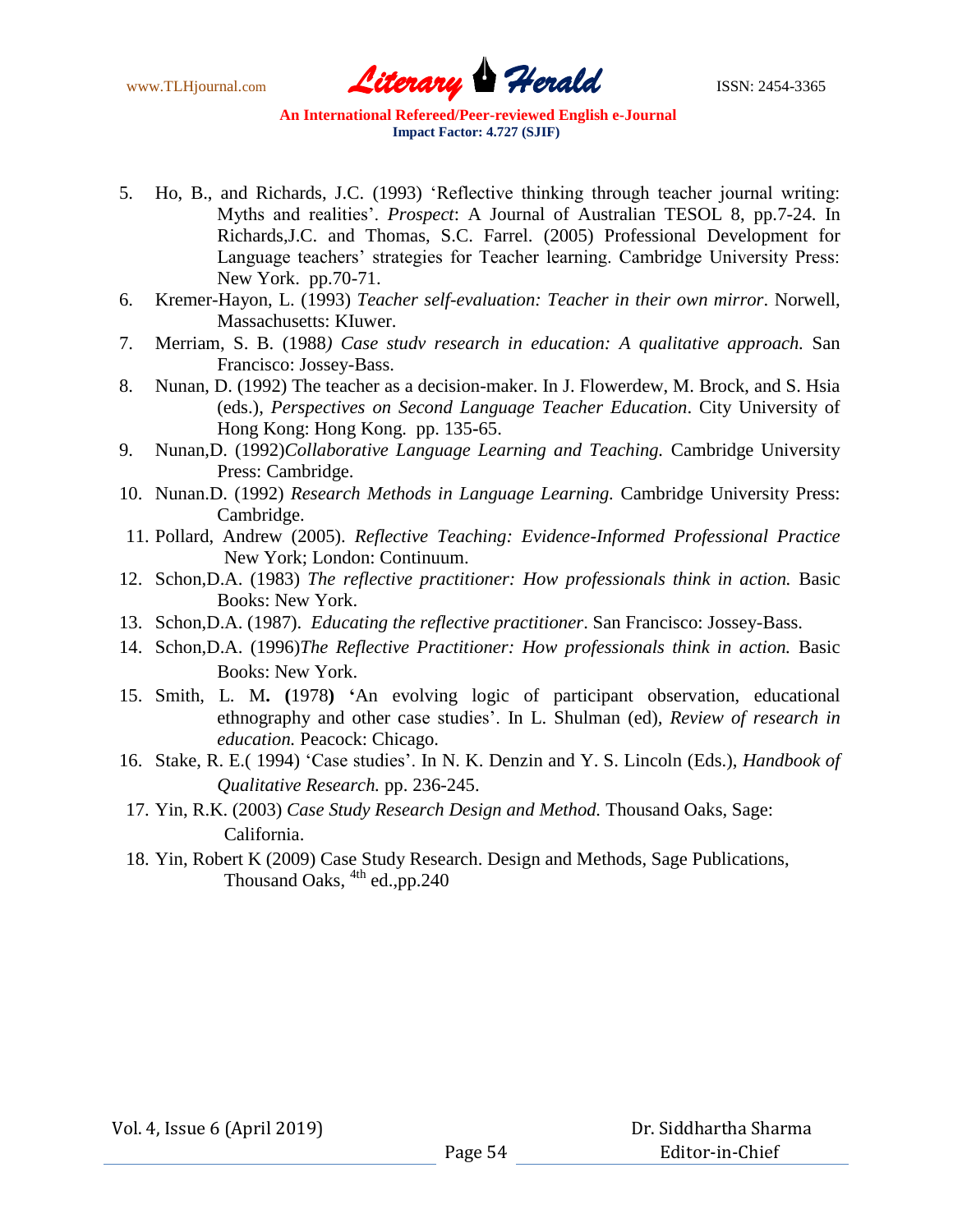5. Ho, B., and Richards, J.C. (1993) 'Reflective thinking through teacher journal writing: Myths and realities'. *Prospect*: A Journal of Australian TESOL 8, pp.7-24. In Richards,J.C. and Thomas, S.C. Farrel. (2005) Professional Development for Language teachers' strategies for Teacher learning. Cambridge University Press: New York. pp.70-71.
6. Kremer-Hayon, L. (1993) *Teacher self-evaluation: Teacher in their own mirror*. Norwell, Massachusetts: KIuwer.
7. Merriam, S. B. (1988*) Case studv research in education: A qualitative approach.* San Francisco: Jossey-Bass.
8. Nunan, D. (1992) The teacher as a decision-maker. In J. Flowerdew, M. Brock, and S. Hsia (eds.), *Perspectives on Second Language Teacher Education*. City University of Hong Kong: Hong Kong. pp. 135-65.
9. Nunan,D. (1992)*Collaborative Language Learning and Teaching.* Cambridge University Press: Cambridge.
10. Nunan.D. (1992) *Research Methods in Language Learning.* Cambridge University Press: Cambridge.
11. Pollard, Andrew (2005). *Reflective Teaching: Evidence-Informed Professional Practice* New York; London: Continuum.
12. Schon,D.A. (1983) *The reflective practitioner: How professionals think in action.* Basic Books: New York.
13. Schon,D.A. (1987). *Educating the reflective practitioner*. San Francisco: Jossey-Bass.
14. Schon,D.A. (1996)*The Reflective Practitioner: How professionals think in action.* Basic Books: New York.
15. Smith, L. M**. (**1978**) '**An evolving logic of participant observation, educational ethnography and other case studies'. In L. Shulman (ed), *Review of research in education.* Peacock: Chicago.
16. Stake, R. E.( 1994) 'Case studies'. In N. K. Denzin and Y. S. Lincoln (Eds.), *Handbook of Qualitative Research.* pp. 236-245.
17. Yin, R.K. (2003) *Case Study Research Design and Method.* Thousand Oaks, Sage: California.
18. Yin, Robert K (2009) Case Study Research. Design and Methods, Sage Publications, Thousand Oaks, 4th ed.,pp.240